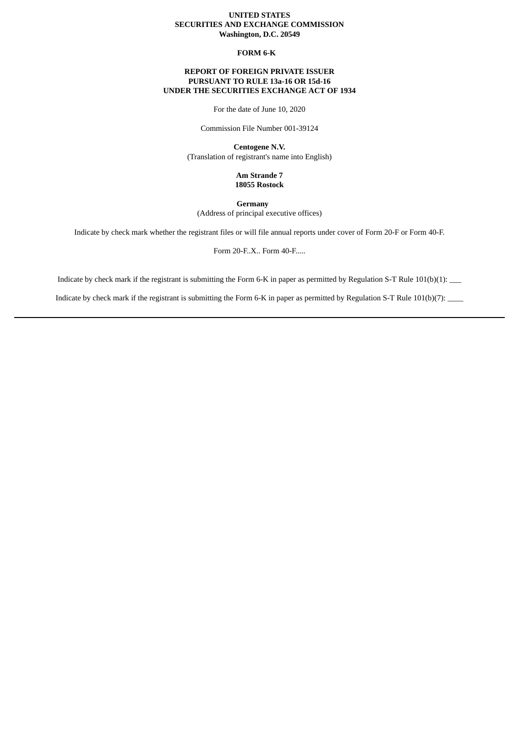**UNITED STATES**
**SECURITIES AND EXCHANGE COMMISSION**
**Washington, D.C. 20549**

**FORM 6-K**

**REPORT OF FOREIGN PRIVATE ISSUER**
**PURSUANT TO RULE 13a-16 OR 15d-16**
**UNDER THE SECURITIES EXCHANGE ACT OF 1934**

For the date of June 10, 2020

Commission File Number 001-39124

**Centogene N.V.**
(Translation of registrant's name into English)

**Am Strande 7**
**18055 Rostock**

**Germany**
(Address of principal executive offices)

Indicate by check mark whether the registrant files or will file annual reports under cover of Form 20-F or Form 40-F.

Form 20-F..X.. Form 40-F.....

Indicate by check mark if the registrant is submitting the Form 6-K in paper as permitted by Regulation S-T Rule 101(b)(1): ___

Indicate by check mark if the registrant is submitting the Form 6-K in paper as permitted by Regulation S-T Rule 101(b)(7): ____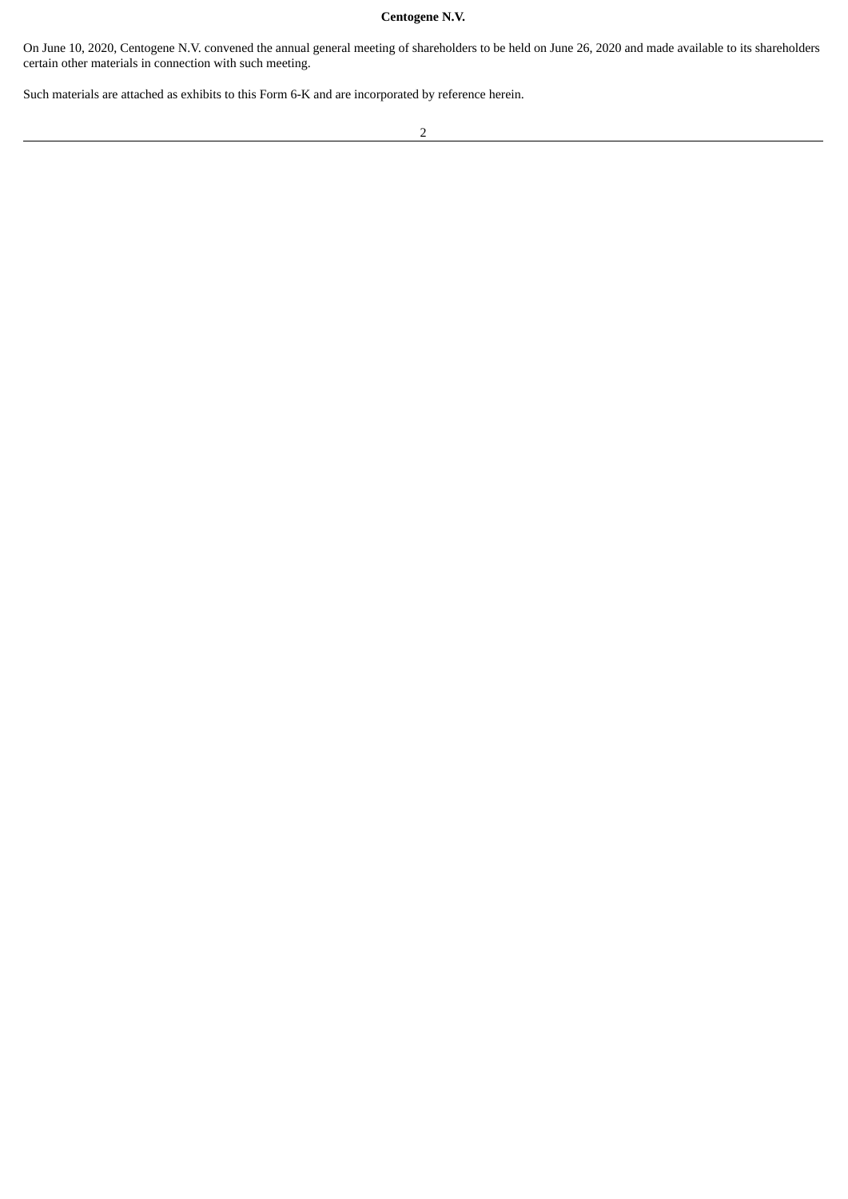**Centogene N.V.**

On June 10, 2020, Centogene N.V. convened the annual general meeting of shareholders to be held on June 26, 2020 and made available to its shareholders certain other materials in connection with such meeting.

Such materials are attached as exhibits to this Form 6-K and are incorporated by reference herein.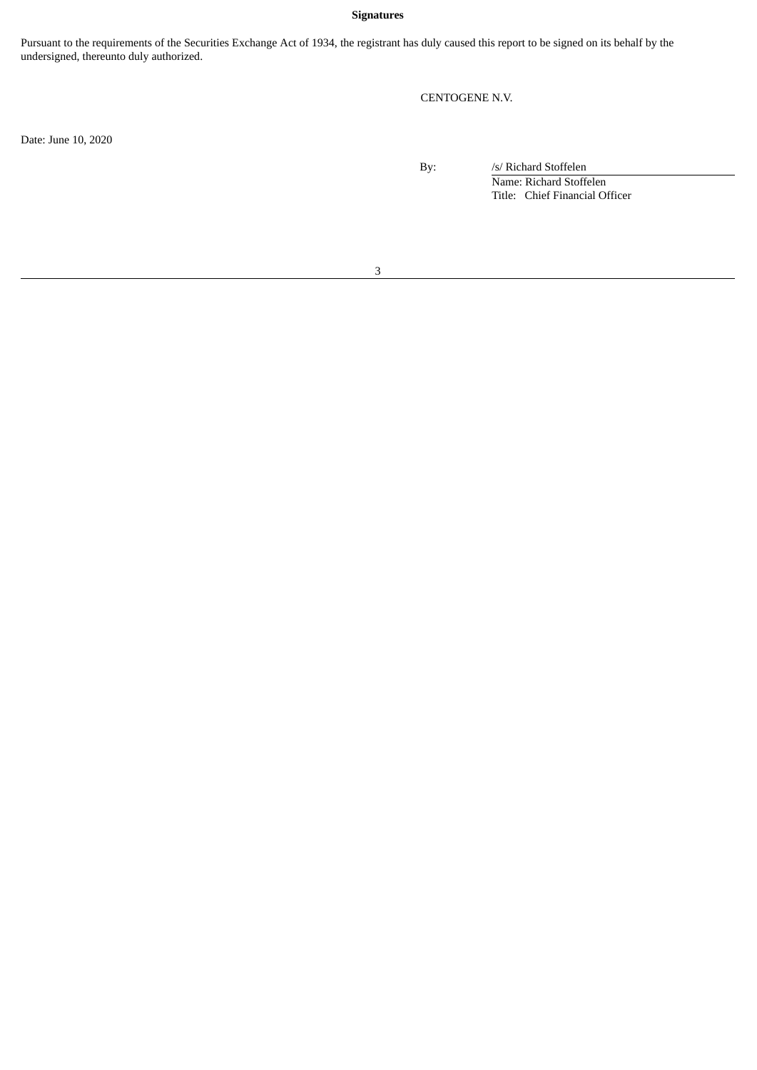**Signatures**

Pursuant to the requirements of the Securities Exchange Act of 1934, the registrant has duly caused this report to be signed on its behalf by the undersigned, thereunto duly authorized.

CENTOGENE N.V.

Date: June 10, 2020

By: /s/ Richard Stoffelen

Name: Richard Stoffelen

Title: Chief Financial Officer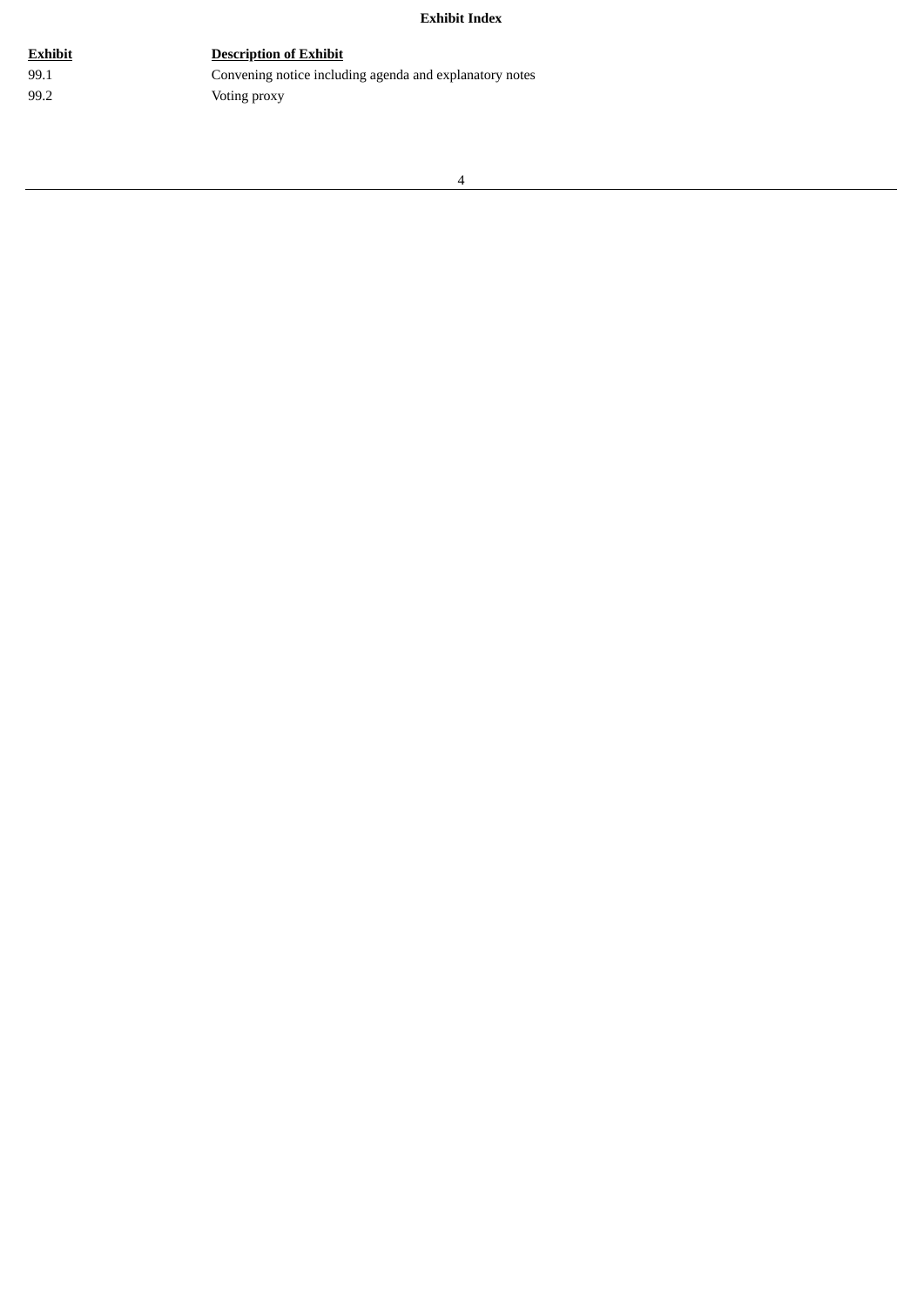**Exhibit Index**

| Exhibit | Description of Exhibit |
|---|---|
| 99.1 | Convening notice including agenda and explanatory notes |
| 99.2 | Voting proxy |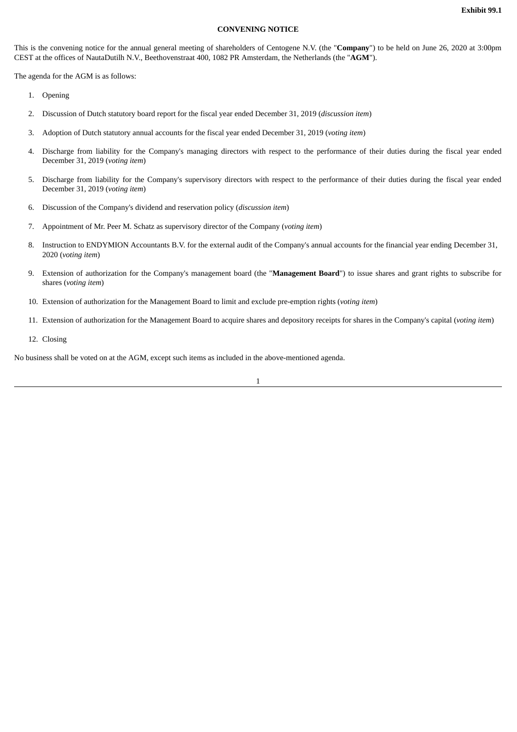**Exhibit 99.1**

**CONVENING NOTICE**

This is the convening notice for the annual general meeting of shareholders of Centogene N.V. (the "**Company**") to be held on June 26, 2020 at 3:00pm CEST at the offices of NautaDutilh N.V., Beethovenstraat 400, 1082 PR Amsterdam, the Netherlands (the "**AGM**").

The agenda for the AGM is as follows:

1. Opening
2. Discussion of Dutch statutory board report for the fiscal year ended December 31, 2019 (*discussion item*)
3. Adoption of Dutch statutory annual accounts for the fiscal year ended December 31, 2019 (*voting item*)
4. Discharge from liability for the Company's managing directors with respect to the performance of their duties during the fiscal year ended December 31, 2019 (*voting item*)
5. Discharge from liability for the Company's supervisory directors with respect to the performance of their duties during the fiscal year ended December 31, 2019 (*voting item*)
6. Discussion of the Company's dividend and reservation policy (*discussion item*)
7. Appointment of Mr. Peer M. Schatz as supervisory director of the Company (*voting item*)
8. Instruction to ENDYMION Accountants B.V. for the external audit of the Company's annual accounts for the financial year ending December 31, 2020 (*voting item*)
9. Extension of authorization for the Company's management board (the "**Management Board**") to issue shares and grant rights to subscribe for shares (*voting item*)
10. Extension of authorization for the Management Board to limit and exclude pre-emption rights (*voting item*)
11. Extension of authorization for the Management Board to acquire shares and depository receipts for shares in the Company's capital (*voting item*)
12. Closing

No business shall be voted on at the AGM, except such items as included in the above-mentioned agenda.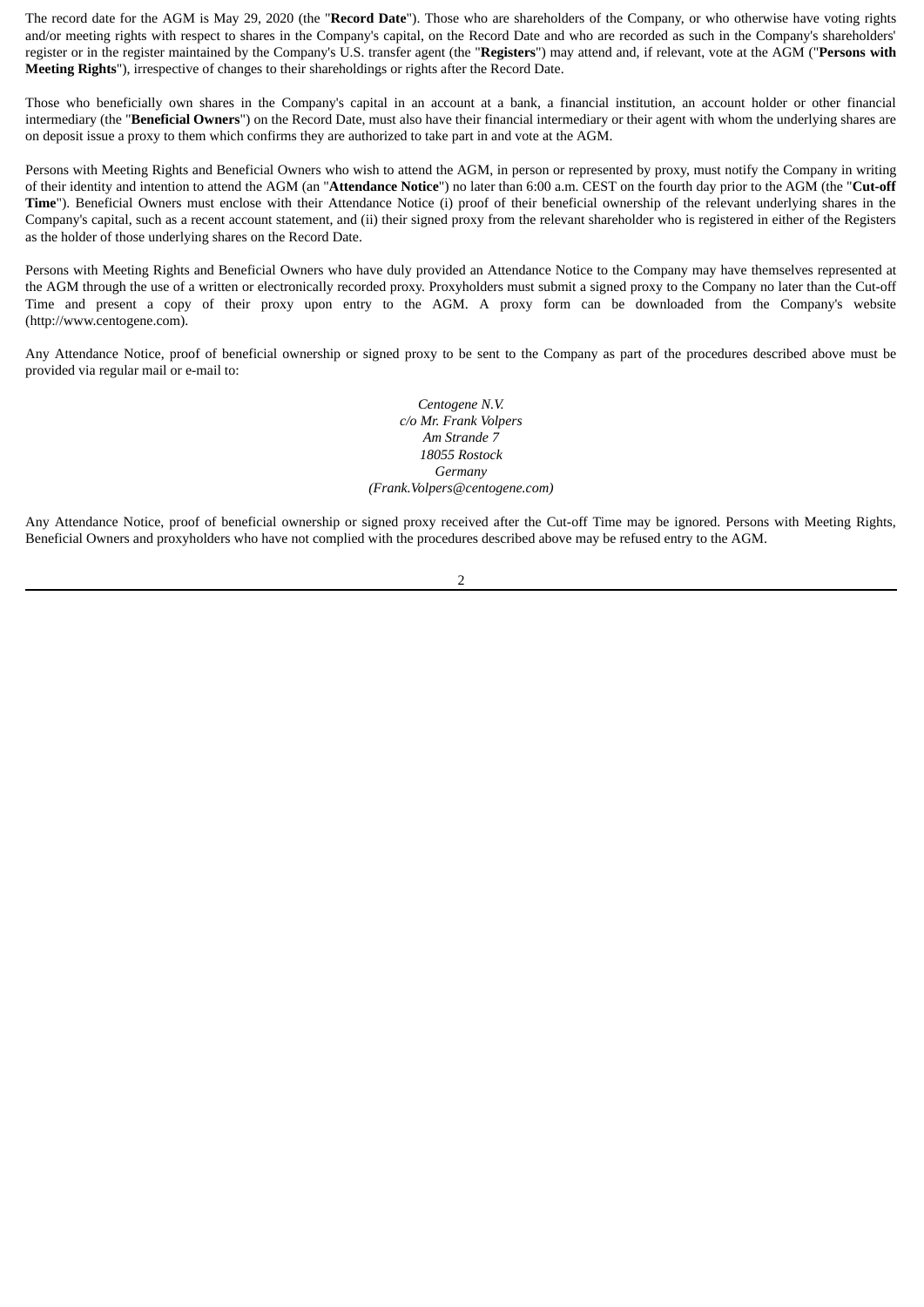The record date for the AGM is May 29, 2020 (the "**Record Date**"). Those who are shareholders of the Company, or who otherwise have voting rights and/or meeting rights with respect to shares in the Company's capital, on the Record Date and who are recorded as such in the Company's shareholders' register or in the register maintained by the Company's U.S. transfer agent (the "**Registers**") may attend and, if relevant, vote at the AGM ("**Persons with Meeting Rights**"), irrespective of changes to their shareholdings or rights after the Record Date.

Those who beneficially own shares in the Company's capital in an account at a bank, a financial institution, an account holder or other financial intermediary (the "**Beneficial Owners**") on the Record Date, must also have their financial intermediary or their agent with whom the underlying shares are on deposit issue a proxy to them which confirms they are authorized to take part in and vote at the AGM.

Persons with Meeting Rights and Beneficial Owners who wish to attend the AGM, in person or represented by proxy, must notify the Company in writing of their identity and intention to attend the AGM (an "**Attendance Notice**") no later than 6:00 a.m. CEST on the fourth day prior to the AGM (the "**Cut-off Time**"). Beneficial Owners must enclose with their Attendance Notice (i) proof of their beneficial ownership of the relevant underlying shares in the Company's capital, such as a recent account statement, and (ii) their signed proxy from the relevant shareholder who is registered in either of the Registers as the holder of those underlying shares on the Record Date.

Persons with Meeting Rights and Beneficial Owners who have duly provided an Attendance Notice to the Company may have themselves represented at the AGM through the use of a written or electronically recorded proxy. Proxyholders must submit a signed proxy to the Company no later than the Cut-off Time and present a copy of their proxy upon entry to the AGM. A proxy form can be downloaded from the Company's website (http://www.centogene.com).

Any Attendance Notice, proof of beneficial ownership or signed proxy to be sent to the Company as part of the procedures described above must be provided via regular mail or e-mail to:

*Centogene N.V.*
*c/o Mr. Frank Volpers*
*Am Strande 7*
*18055 Rostock*
*Germany*
*(Frank.Volpers@centogene.com)*

Any Attendance Notice, proof of beneficial ownership or signed proxy received after the Cut-off Time may be ignored. Persons with Meeting Rights, Beneficial Owners and proxyholders who have not complied with the procedures described above may be refused entry to the AGM.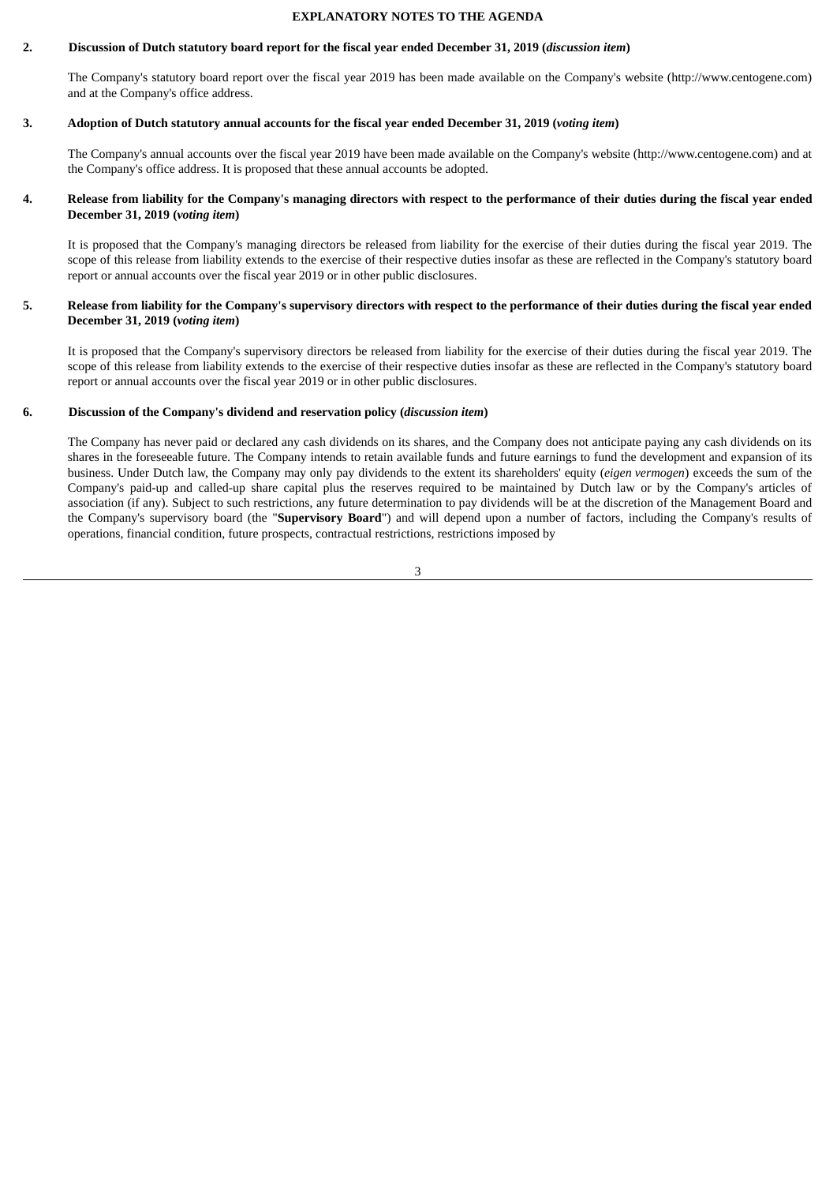## EXPLANATORY NOTES TO THE AGENDA

### 2. Discussion of Dutch statutory board report for the fiscal year ended December 31, 2019 (*discussion item*)

The Company's statutory board report over the fiscal year 2019 has been made available on the Company's website (http://www.centogene.com) and at the Company's office address.

### 3. Adoption of Dutch statutory annual accounts for the fiscal year ended December 31, 2019 (*voting item*)

The Company's annual accounts over the fiscal year 2019 have been made available on the Company's website (http://www.centogene.com) and at the Company's office address. It is proposed that these annual accounts be adopted.

### 4. Release from liability for the Company's managing directors with respect to the performance of their duties during the fiscal year ended December 31, 2019 (*voting item*)

It is proposed that the Company's managing directors be released from liability for the exercise of their duties during the fiscal year 2019. The scope of this release from liability extends to the exercise of their respective duties insofar as these are reflected in the Company's statutory board report or annual accounts over the fiscal year 2019 or in other public disclosures.

### 5. Release from liability for the Company's supervisory directors with respect to the performance of their duties during the fiscal year ended December 31, 2019 (*voting item*)

It is proposed that the Company's supervisory directors be released from liability for the exercise of their duties during the fiscal year 2019. The scope of this release from liability extends to the exercise of their respective duties insofar as these are reflected in the Company's statutory board report or annual accounts over the fiscal year 2019 or in other public disclosures.

### 6. Discussion of the Company's dividend and reservation policy (*discussion item*)

The Company has never paid or declared any cash dividends on its shares, and the Company does not anticipate paying any cash dividends on its shares in the foreseeable future. The Company intends to retain available funds and future earnings to fund the development and expansion of its business. Under Dutch law, the Company may only pay dividends to the extent its shareholders' equity (*eigen vermogen*) exceeds the sum of the Company's paid-up and called-up share capital plus the reserves required to be maintained by Dutch law or by the Company's articles of association (if any). Subject to such restrictions, any future determination to pay dividends will be at the discretion of the Management Board and the Company's supervisory board (the "**Supervisory Board**") and will depend upon a number of factors, including the Company's results of operations, financial condition, future prospects, contractual restrictions, restrictions imposed by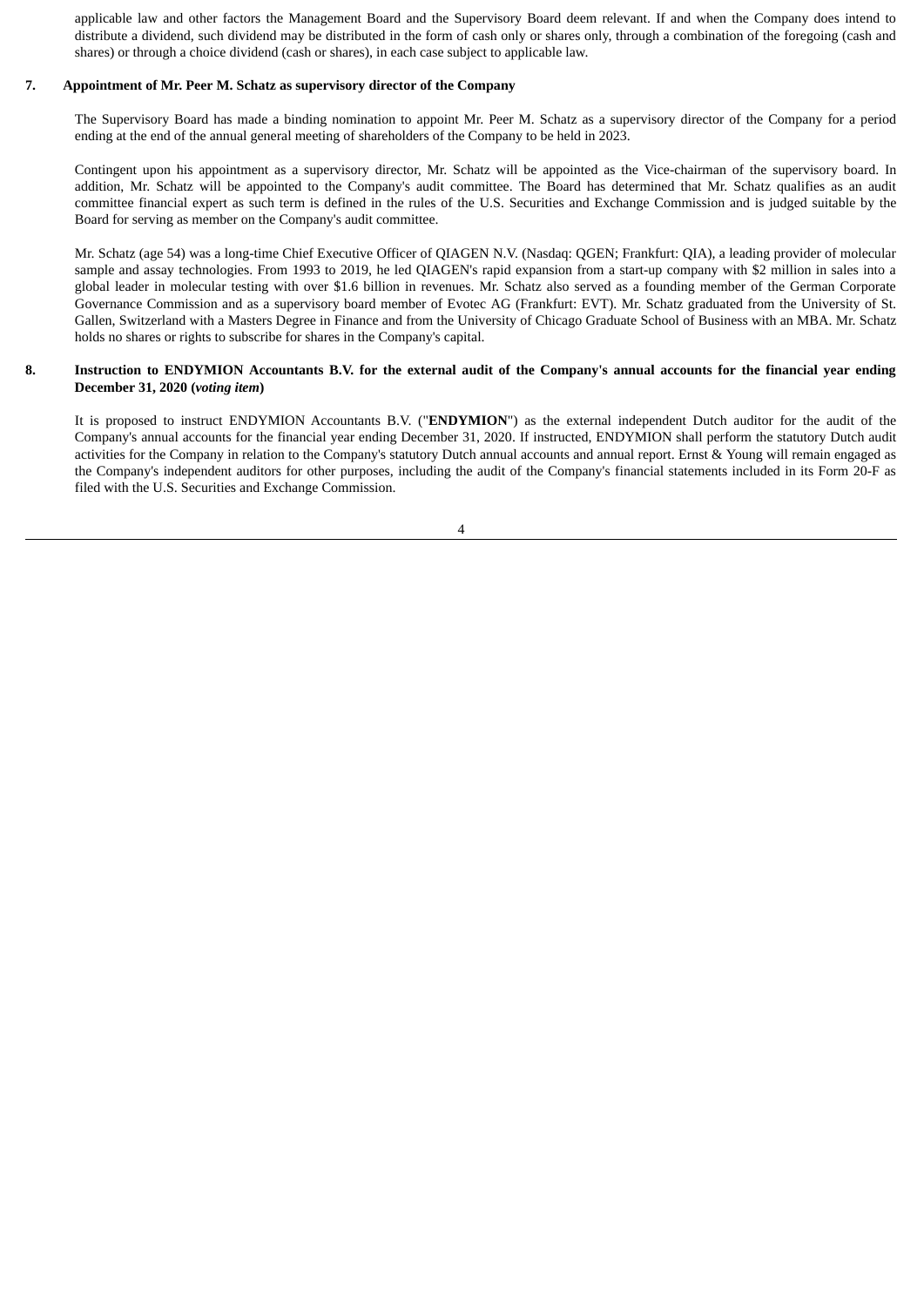applicable law and other factors the Management Board and the Supervisory Board deem relevant. If and when the Company does intend to distribute a dividend, such dividend may be distributed in the form of cash only or shares only, through a combination of the foregoing (cash and shares) or through a choice dividend (cash or shares), in each case subject to applicable law.

**7. Appointment of Mr. Peer M. Schatz as supervisory director of the Company**

The Supervisory Board has made a binding nomination to appoint Mr. Peer M. Schatz as a supervisory director of the Company for a period ending at the end of the annual general meeting of shareholders of the Company to be held in 2023.

Contingent upon his appointment as a supervisory director, Mr. Schatz will be appointed as the Vice-chairman of the supervisory board. In addition, Mr. Schatz will be appointed to the Company's audit committee. The Board has determined that Mr. Schatz qualifies as an audit committee financial expert as such term is defined in the rules of the U.S. Securities and Exchange Commission and is judged suitable by the Board for serving as member on the Company's audit committee.

Mr. Schatz (age 54) was a long-time Chief Executive Officer of QIAGEN N.V. (Nasdaq: QGEN; Frankfurt: QIA), a leading provider of molecular sample and assay technologies. From 1993 to 2019, he led QIAGEN's rapid expansion from a start-up company with $2 million in sales into a global leader in molecular testing with over $1.6 billion in revenues. Mr. Schatz also served as a founding member of the German Corporate Governance Commission and as a supervisory board member of Evotec AG (Frankfurt: EVT). Mr. Schatz graduated from the University of St. Gallen, Switzerland with a Masters Degree in Finance and from the University of Chicago Graduate School of Business with an MBA. Mr. Schatz holds no shares or rights to subscribe for shares in the Company's capital.

**8. Instruction to ENDYMION Accountants B.V. for the external audit of the Company's annual accounts for the financial year ending December 31, 2020 (*voting item*)**

It is proposed to instruct ENDYMION Accountants B.V. ("**ENDYMION**") as the external independent Dutch auditor for the audit of the Company's annual accounts for the financial year ending December 31, 2020. If instructed, ENDYMION shall perform the statutory Dutch audit activities for the Company in relation to the Company's statutory Dutch annual accounts and annual report. Ernst & Young will remain engaged as the Company's independent auditors for other purposes, including the audit of the Company's financial statements included in its Form 20-F as filed with the U.S. Securities and Exchange Commission.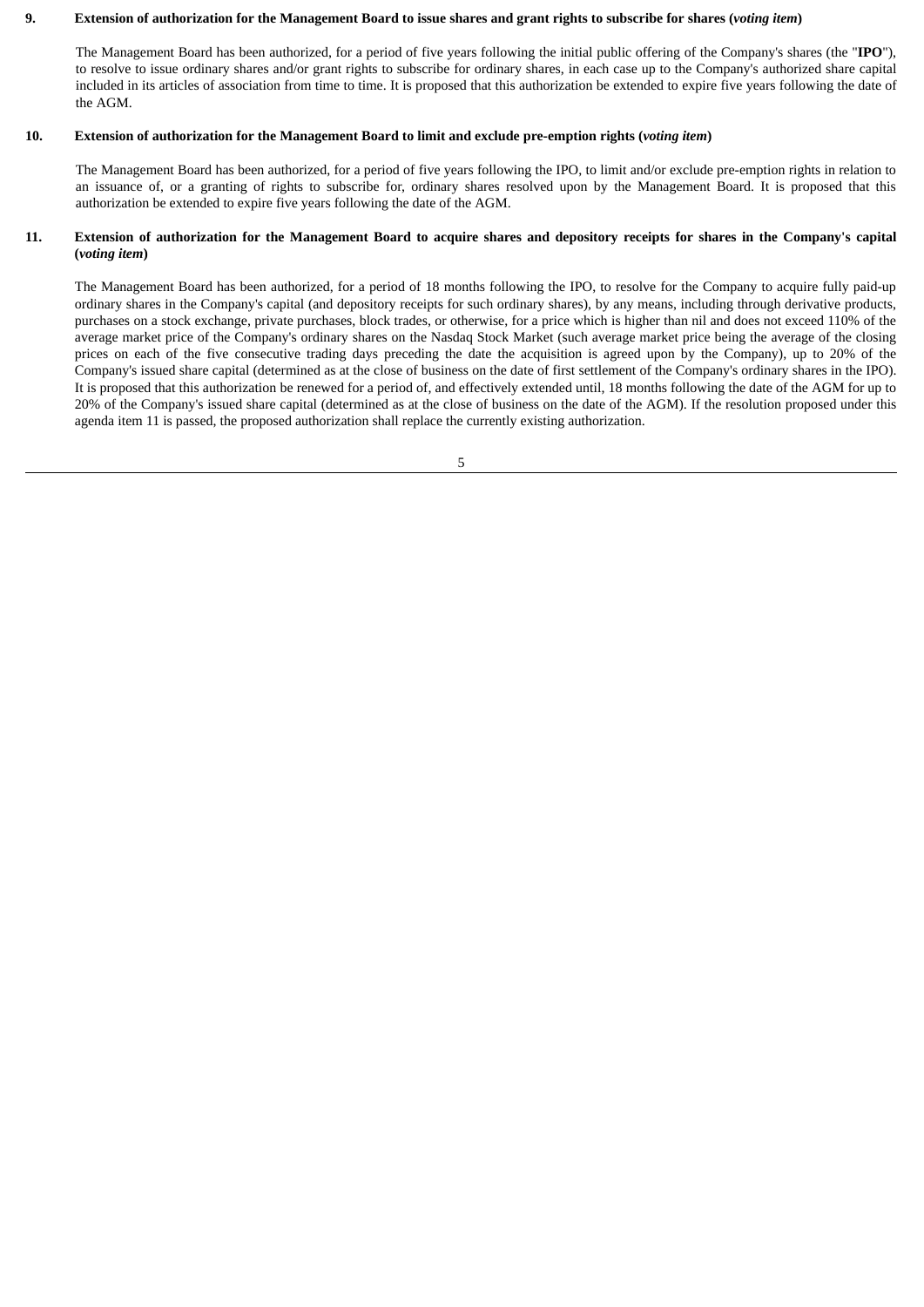**9. Extension of authorization for the Management Board to issue shares and grant rights to subscribe for shares (*voting item*)**

The Management Board has been authorized, for a period of five years following the initial public offering of the Company's shares (the "**IPO**"), to resolve to issue ordinary shares and/or grant rights to subscribe for ordinary shares, in each case up to the Company's authorized share capital included in its articles of association from time to time. It is proposed that this authorization be extended to expire five years following the date of the AGM.

**10. Extension of authorization for the Management Board to limit and exclude pre-emption rights (*voting item*)**

The Management Board has been authorized, for a period of five years following the IPO, to limit and/or exclude pre-emption rights in relation to an issuance of, or a granting of rights to subscribe for, ordinary shares resolved upon by the Management Board. It is proposed that this authorization be extended to expire five years following the date of the AGM.

**11. Extension of authorization for the Management Board to acquire shares and depository receipts for shares in the Company's capital (*voting item*)**

The Management Board has been authorized, for a period of 18 months following the IPO, to resolve for the Company to acquire fully paid-up ordinary shares in the Company's capital (and depository receipts for such ordinary shares), by any means, including through derivative products, purchases on a stock exchange, private purchases, block trades, or otherwise, for a price which is higher than nil and does not exceed 110% of the average market price of the Company's ordinary shares on the Nasdaq Stock Market (such average market price being the average of the closing prices on each of the five consecutive trading days preceding the date the acquisition is agreed upon by the Company), up to 20% of the Company's issued share capital (determined as at the close of business on the date of first settlement of the Company's ordinary shares in the IPO). It is proposed that this authorization be renewed for a period of, and effectively extended until, 18 months following the date of the AGM for up to 20% of the Company's issued share capital (determined as at the close of business on the date of the AGM). If the resolution proposed under this agenda item 11 is passed, the proposed authorization shall replace the currently existing authorization.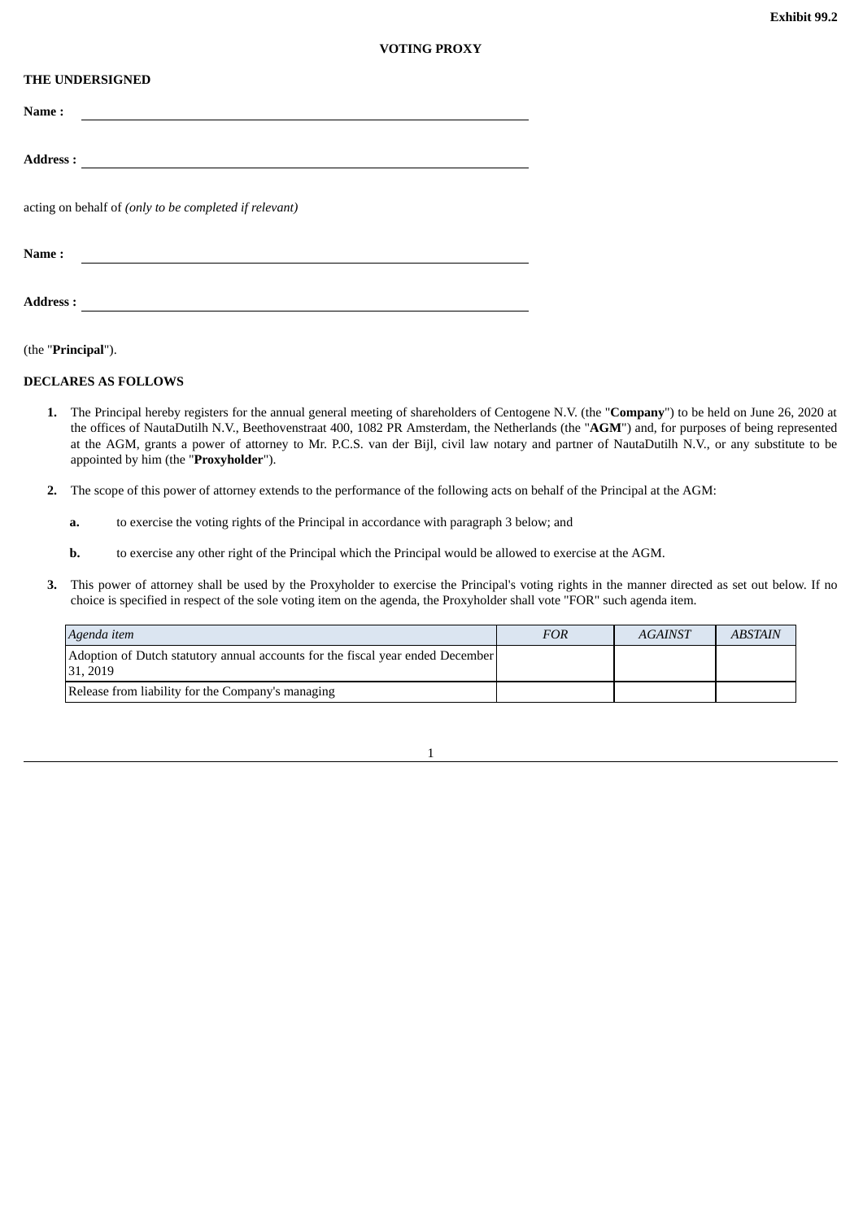**Exhibit 99.2**

**VOTING PROXY**

**THE UNDERSIGNED**

**Name :** \_\_\_\_\_\_\_\_\_\_\_\_\_\_\_\_\_\_\_\_\_\_\_\_\_\_\_\_\_\_\_\_\_\_\_\_\_\_\_\_\_\_\_\_\_\_\_\_

**Address :** \_\_\_\_\_\_\_\_\_\_\_\_\_\_\_\_\_\_\_\_\_\_\_\_\_\_\_\_\_\_\_\_\_\_\_\_\_\_\_\_\_\_\_\_\_\_\_\_

acting on behalf of *(only to be completed if relevant)*

**Name :** \_\_\_\_\_\_\_\_\_\_\_\_\_\_\_\_\_\_\_\_\_\_\_\_\_\_\_\_\_\_\_\_\_\_\_\_\_\_\_\_\_\_\_\_\_\_\_\_

**Address :** \_\_\_\_\_\_\_\_\_\_\_\_\_\_\_\_\_\_\_\_\_\_\_\_\_\_\_\_\_\_\_\_\_\_\_\_\_\_\_\_\_\_\_\_\_\_\_\_

(the "**Principal**").

**DECLARES AS FOLLOWS**

1. The Principal hereby registers for the annual general meeting of shareholders of Centogene N.V. (the "**Company**") to be held on June 26, 2020 at the offices of NautaDutilh N.V., Beethovenstraat 400, 1082 PR Amsterdam, the Netherlands (the "**AGM**") and, for purposes of being represented at the AGM, grants a power of attorney to Mr. P.C.S. van der Bijl, civil law notary and partner of NautaDutilh N.V., or any substitute to be appointed by him (the "**Proxyholder**").

2. The scope of this power of attorney extends to the performance of the following acts on behalf of the Principal at the AGM:

   **a.** to exercise the voting rights of the Principal in accordance with paragraph 3 below; and

   **b.** to exercise any other right of the Principal which the Principal would be allowed to exercise at the AGM.

3. This power of attorney shall be used by the Proxyholder to exercise the Principal's voting rights in the manner directed as set out below. If no choice is specified in respect of the sole voting item on the agenda, the Proxyholder shall vote "FOR" such agenda item.

| *Agenda item* | *FOR* | *AGAINST* | *ABSTAIN* |
|---|---|---|---|
| Adoption of Dutch statutory annual accounts for the fiscal year ended December 31, 2019 | | | |
| Release from liability for the Company's managing | | | |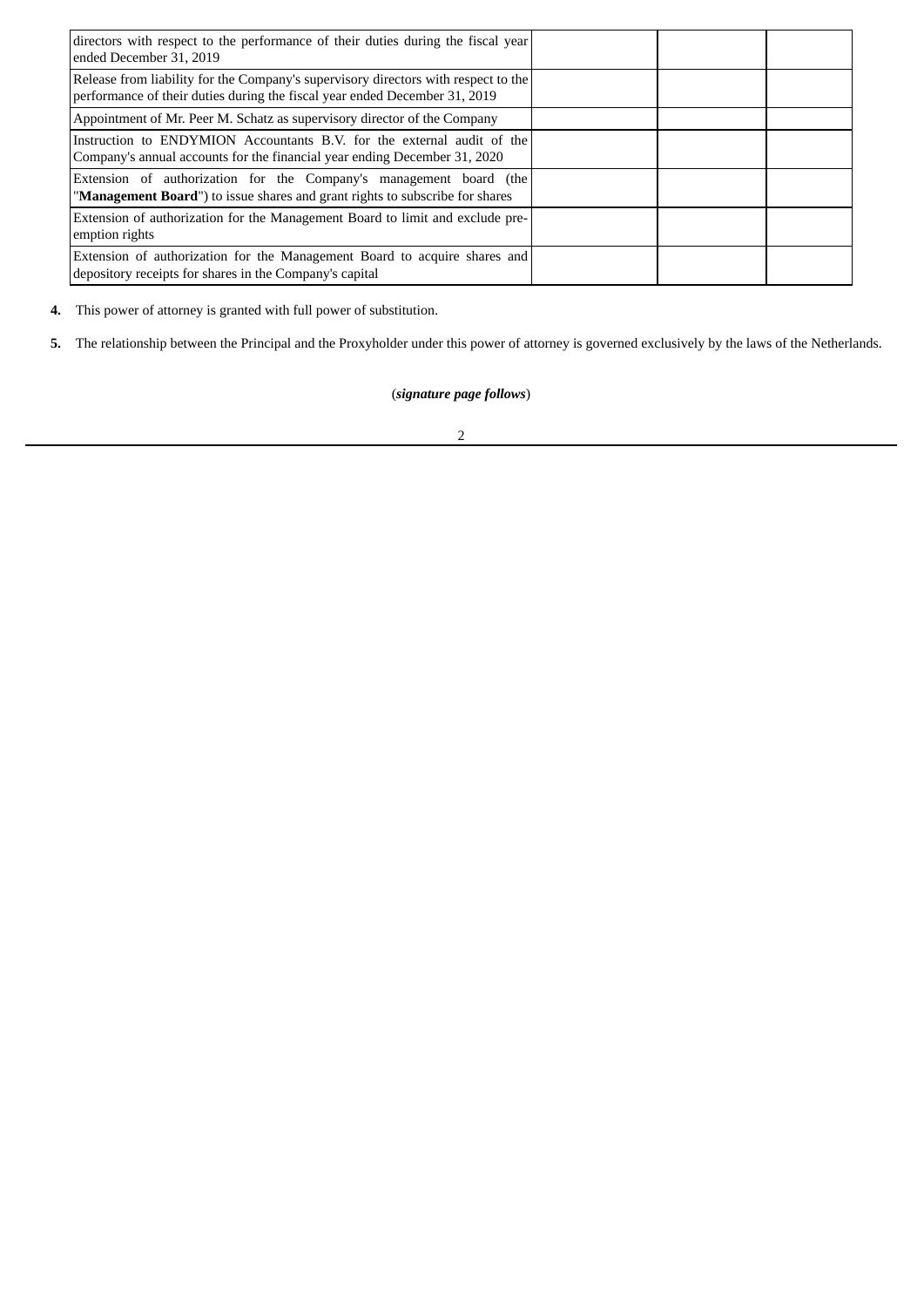| | | | |
|---|---|---|---|
| directors with respect to the performance of their duties during the fiscal year ended December 31, 2019 | | | |
| Release from liability for the Company's supervisory directors with respect to the performance of their duties during the fiscal year ended December 31, 2019 | | | |
| Appointment of Mr. Peer M. Schatz as supervisory director of the Company | | | |
| Instruction to ENDYMION Accountants B.V. for the external audit of the Company's annual accounts for the financial year ending December 31, 2020 | | | |
| Extension of authorization for the Company's management board (the "**Management Board**") to issue shares and grant rights to subscribe for shares | | | |
| Extension of authorization for the Management Board to limit and exclude pre-emption rights | | | |
| Extension of authorization for the Management Board to acquire shares and depository receipts for shares in the Company's capital | | | |

**4.** This power of attorney is granted with full power of substitution.

**5.** The relationship between the Principal and the Proxyholder under this power of attorney is governed exclusively by the laws of the Netherlands.

(***signature page follows***)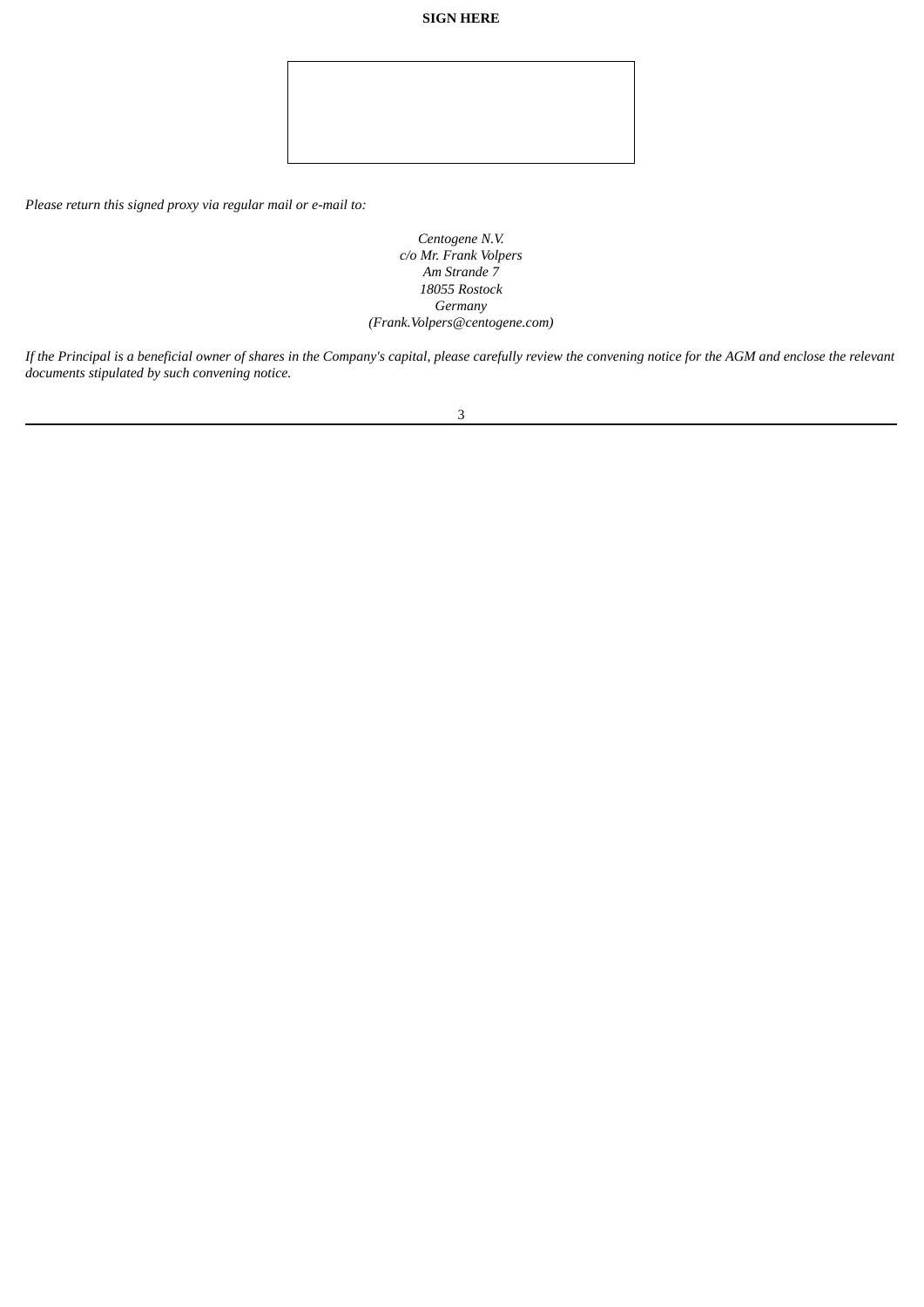**SIGN HERE**

*Please return this signed proxy via regular mail or e-mail to:*

*Centogene N.V.*
*c/o Mr. Frank Volpers*
*Am Strande 7*
*18055 Rostock*
*Germany*
*(Frank.Volpers@centogene.com)*

*If the Principal is a beneficial owner of shares in the Company's capital, please carefully review the convening notice for the AGM and enclose the relevant documents stipulated by such convening notice.*